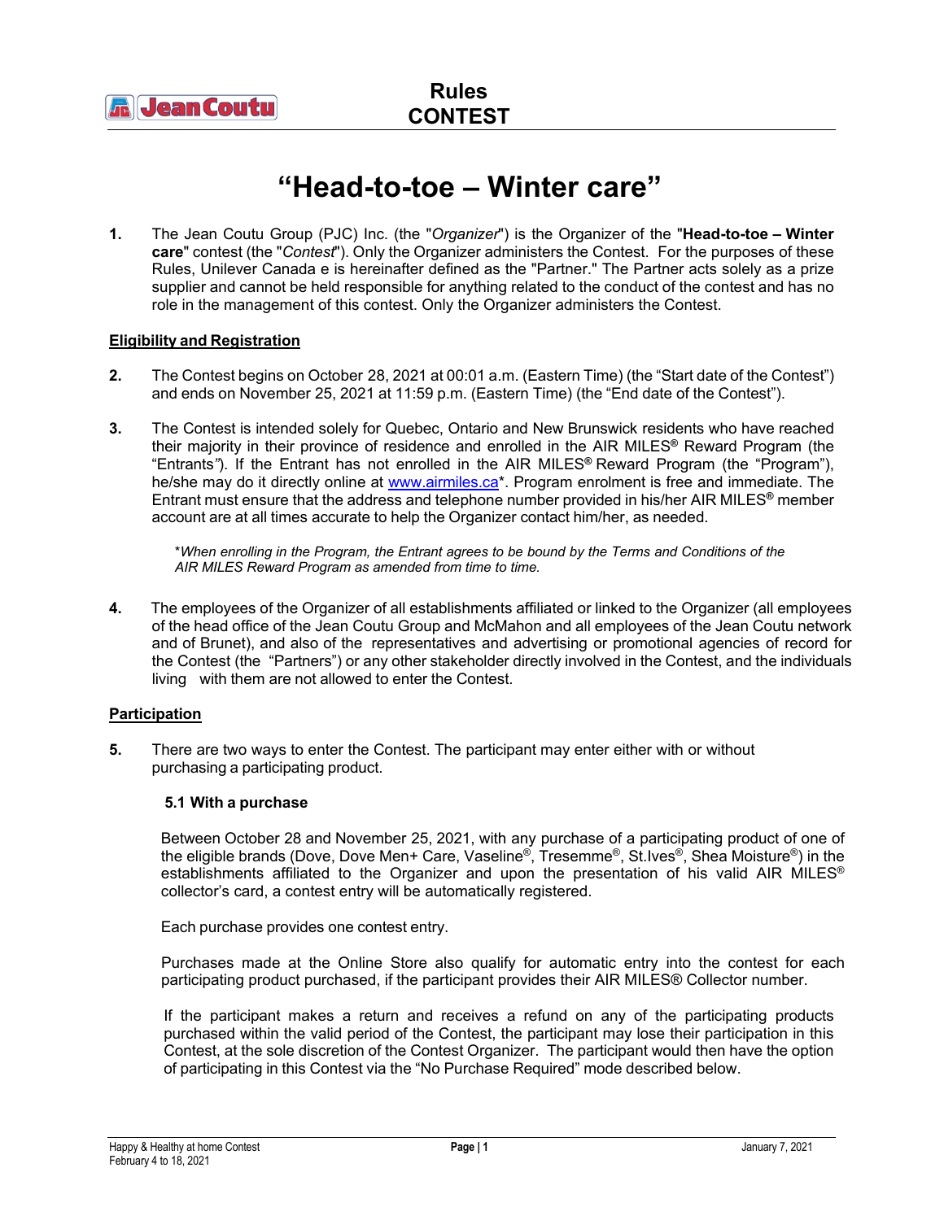# Rules CONTEST

# "Head-to-toe – Winter care"

**1.** The Jean Coutu Group (PJC) Inc. (the "*Organizer*") is the Organizer of the "**Head-to-toe – Winter care**" contest (the "*Contest*"). Only the Organizer administers the Contest. For the purposes of these Rules, Unilever Canada e is hereinafter defined as the "Partner." The Partner acts solely as a prize supplier and cannot be held responsible for anything related to the conduct of the contest and has no role in the management of this contest. Only the Organizer administers the Contest.

## Eligibility and Registration

**2.** The Contest begins on October 28, 2021 at 00:01 a.m. (Eastern Time) (the "Start date of the Contest") and ends on November 25, 2021 at 11:59 p.m. (Eastern Time) (the "End date of the Contest").

**3.** The Contest is intended solely for Quebec, Ontario and New Brunswick residents who have reached their majority in their province of residence and enrolled in the AIR MILES® Reward Program (the "Entrants"). If the Entrant has not enrolled in the AIR MILES® Reward Program (the "Program"), he/she may do it directly online at www.airmiles.ca*. Program enrolment is free and immediate. The Entrant must ensure that the address and telephone number provided in his/her AIR MILES® member account are at all times accurate to help the Organizer contact him/her, as needed.

> **When enrolling in the Program, the Entrant agrees to be bound by the Terms and Conditions of the AIR MILES Reward Program as amended from time to time.*

**4.** The employees of the Organizer of all establishments affiliated or linked to the Organizer (all employees of the head office of the Jean Coutu Group and McMahon and all employees of the Jean Coutu network and of Brunet), and also of the representatives and advertising or promotional agencies of record for the Contest (the "Partners") or any other stakeholder directly involved in the Contest, and the individuals living with them are not allowed to enter the Contest.

## Participation

**5.** There are two ways to enter the Contest. The participant may enter either with or without purchasing a participating product.

### 5.1 With a purchase

Between October 28 and November 25, 2021, with any purchase of a participating product of one of the eligible brands (Dove, Dove Men+ Care, Vaseline®, Tresemme®, St.Ives®, Shea Moisture®) in the establishments affiliated to the Organizer and upon the presentation of his valid AIR MILES® collector's card, a contest entry will be automatically registered.

Each purchase provides one contest entry.

Purchases made at the Online Store also qualify for automatic entry into the contest for each participating product purchased, if the participant provides their AIR MILES® Collector number.

If the participant makes a return and receives a refund on any of the participating products purchased within the valid period of the Contest, the participant may lose their participation in this Contest, at the sole discretion of the Contest Organizer. The participant would then have the option of participating in this Contest via the "No Purchase Required" mode described below.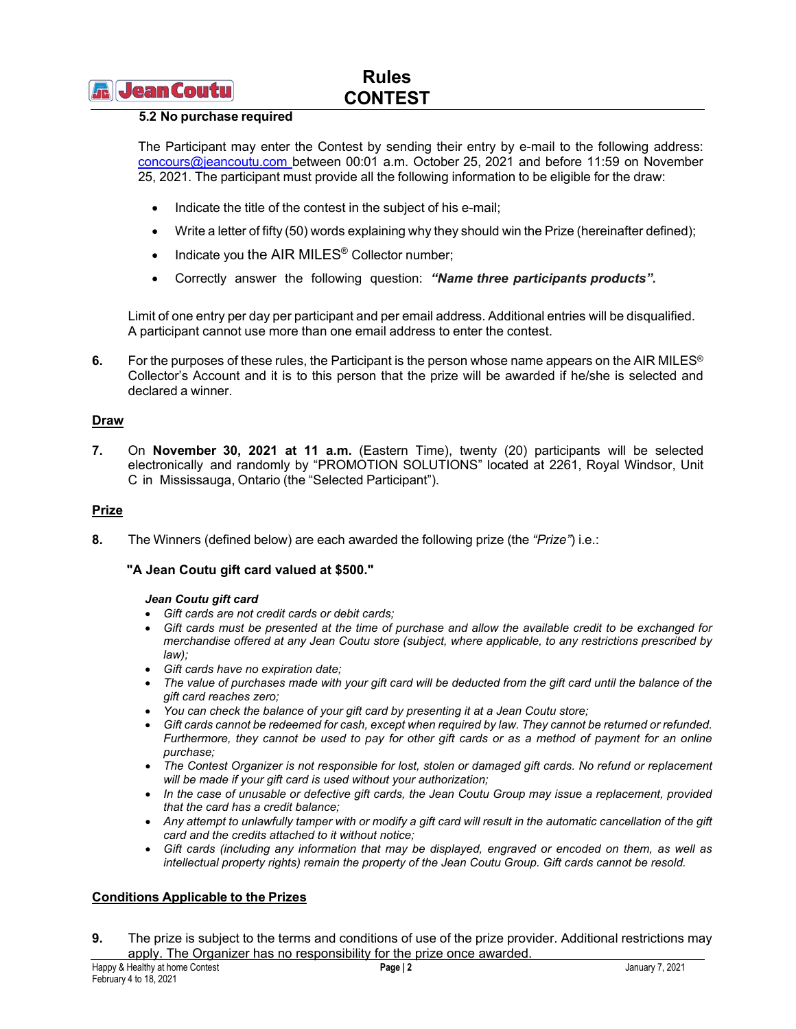### 5.2 No purchase required

The Participant may enter the Contest by sending their entry by e-mail to the following address: concours@jeancoutu.com between 00:01 a.m. October 25, 2021 and before 11:59 on November 25, 2021. The participant must provide all the following information to be eligible for the draw:

- Indicate the title of the contest in the subject of his e-mail;
- Write a letter of fifty (50) words explaining why they should win the Prize (hereinafter defined);
- Indicate you the AIR MILES® Collector number;
- Correctly answer the following question: ***"Name three participants products".***

Limit of one entry per day per participant and per email address. Additional entries will be disqualified. A participant cannot use more than one email address to enter the contest.

**6.** For the purposes of these rules, the Participant is the person whose name appears on the AIR MILES® Collector's Account and it is to this person that the prize will be awarded if he/she is selected and declared a winner.

## Draw

**7.** On **November 30, 2021 at 11 a.m.** (Eastern Time), twenty (20) participants will be selected electronically and randomly by "PROMOTION SOLUTIONS" located at 2261, Royal Windsor, Unit C in Mississauga, Ontario (the "Selected Participant").

## Prize

**8.** The Winners (defined below) are each awarded the following prize (the *"Prize"*) i.e.:

**"A Jean Coutu gift card valued at $500."**

***Jean Coutu gift card***

- *Gift cards are not credit cards or debit cards;*
- *Gift cards must be presented at the time of purchase and allow the available credit to be exchanged for merchandise offered at any Jean Coutu store (subject, where applicable, to any restrictions prescribed by law);*
- *Gift cards have no expiration date;*
- *The value of purchases made with your gift card will be deducted from the gift card until the balance of the gift card reaches zero;*
- *You can check the balance of your gift card by presenting it at a Jean Coutu store;*
- *Gift cards cannot be redeemed for cash, except when required by law. They cannot be returned or refunded. Furthermore, they cannot be used to pay for other gift cards or as a method of payment for an online purchase;*
- *The Contest Organizer is not responsible for lost, stolen or damaged gift cards. No refund or replacement will be made if your gift card is used without your authorization;*
- *In the case of unusable or defective gift cards, the Jean Coutu Group may issue a replacement, provided that the card has a credit balance;*
- *Any attempt to unlawfully tamper with or modify a gift card will result in the automatic cancellation of the gift card and the credits attached to it without notice;*
- *Gift cards (including any information that may be displayed, engraved or encoded on them, as well as intellectual property rights) remain the property of the Jean Coutu Group. Gift cards cannot be resold.*

## Conditions Applicable to the Prizes

**9.** The prize is subject to the terms and conditions of use of the prize provider. Additional restrictions may apply. The Organizer has no responsibility for the prize once awarded.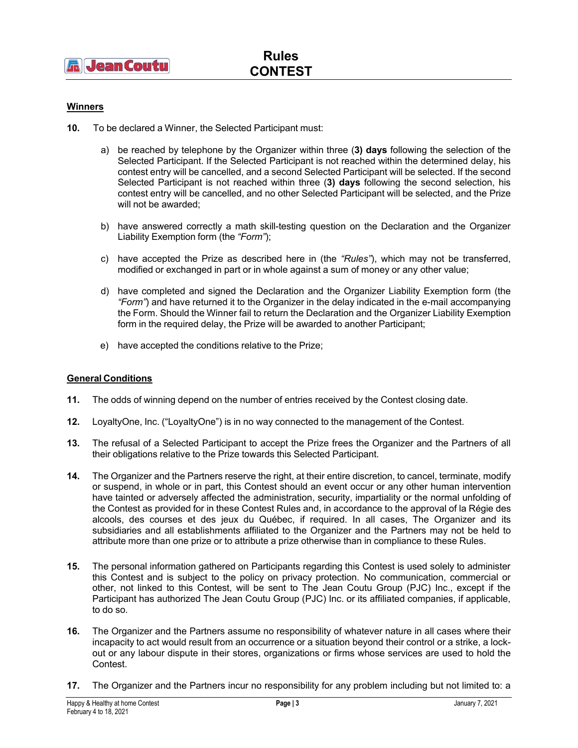## Winners

**10.** To be declared a Winner, the Selected Participant must:

a) be reached by telephone by the Organizer within three (**3) days** following the selection of the Selected Participant. If the Selected Participant is not reached within the determined delay, his contest entry will be cancelled, and a second Selected Participant will be selected. If the second Selected Participant is not reached within three (**3) days** following the second selection, his contest entry will be cancelled, and no other Selected Participant will be selected, and the Prize will not be awarded;

b) have answered correctly a math skill-testing question on the Declaration and the Organizer Liability Exemption form (the *"Form"*);

c) have accepted the Prize as described here in (the *"Rules"*), which may not be transferred, modified or exchanged in part or in whole against a sum of money or any other value;

d) have completed and signed the Declaration and the Organizer Liability Exemption form (the *"Form"*) and have returned it to the Organizer in the delay indicated in the e-mail accompanying the Form. Should the Winner fail to return the Declaration and the Organizer Liability Exemption form in the required delay, the Prize will be awarded to another Participant;

e) have accepted the conditions relative to the Prize;

## General Conditions

**11.** The odds of winning depend on the number of entries received by the Contest closing date.

**12.** LoyaltyOne, Inc. ("LoyaltyOne") is in no way connected to the management of the Contest.

**13.** The refusal of a Selected Participant to accept the Prize frees the Organizer and the Partners of all their obligations relative to the Prize towards this Selected Participant.

**14.** The Organizer and the Partners reserve the right, at their entire discretion, to cancel, terminate, modify or suspend, in whole or in part, this Contest should an event occur or any other human intervention have tainted or adversely affected the administration, security, impartiality or the normal unfolding of the Contest as provided for in these Contest Rules and, in accordance to the approval of la Régie des alcools, des courses et des jeux du Québec, if required. In all cases, The Organizer and its subsidiaries and all establishments affiliated to the Organizer and the Partners may not be held to attribute more than one prize or to attribute a prize otherwise than in compliance to these Rules.

**15.** The personal information gathered on Participants regarding this Contest is used solely to administer this Contest and is subject to the policy on privacy protection. No communication, commercial or other, not linked to this Contest, will be sent to The Jean Coutu Group (PJC) Inc., except if the Participant has authorized The Jean Coutu Group (PJC) Inc. or its affiliated companies, if applicable, to do so.

**16.** The Organizer and the Partners assume no responsibility of whatever nature in all cases where their incapacity to act would result from an occurrence or a situation beyond their control or a strike, a lock-out or any labour dispute in their stores, organizations or firms whose services are used to hold the Contest.

**17.** The Organizer and the Partners incur no responsibility for any problem including but not limited to: a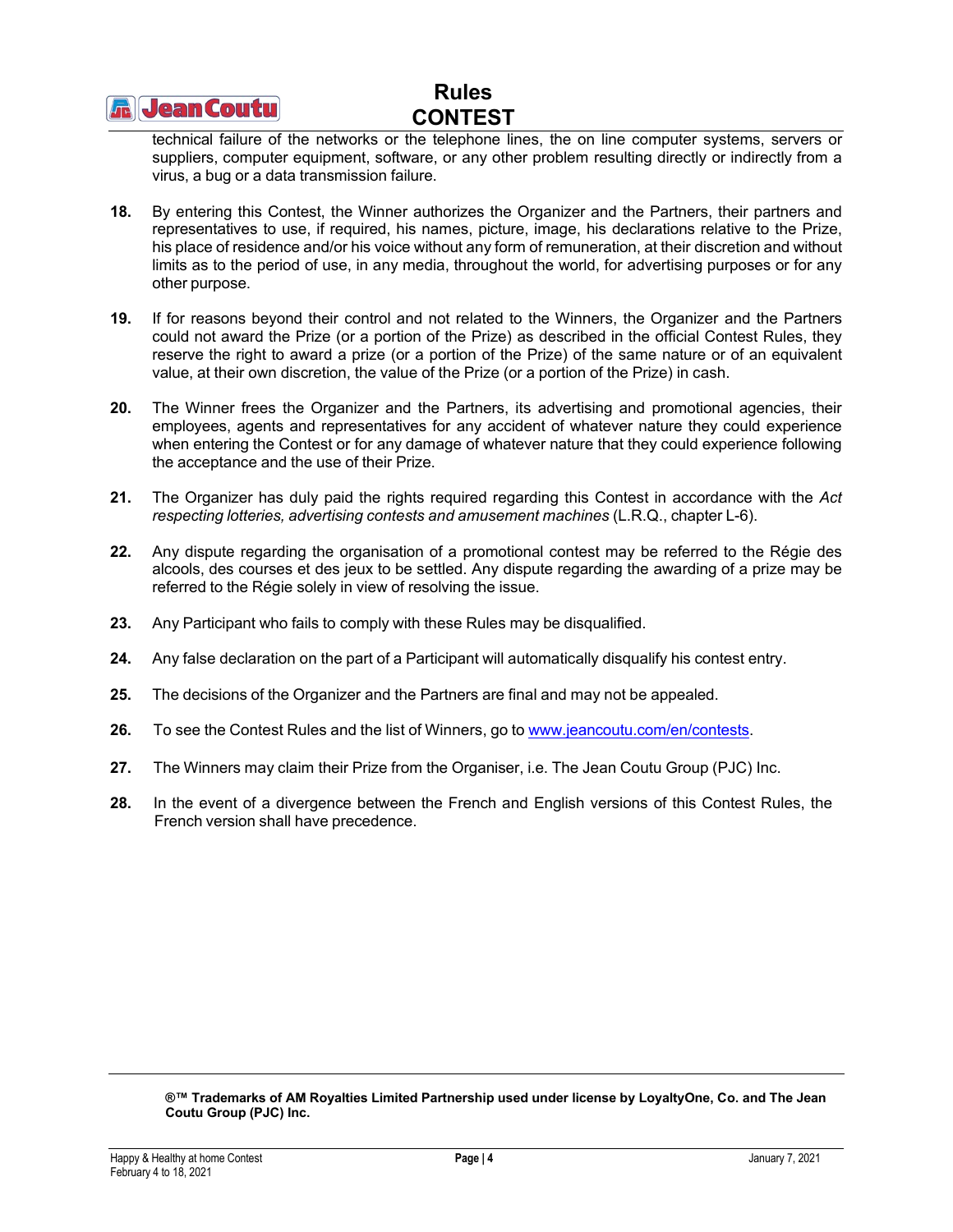technical failure of the networks or the telephone lines, the on line computer systems, servers or suppliers, computer equipment, software, or any other problem resulting directly or indirectly from a virus, a bug or a data transmission failure.

**18.** By entering this Contest, the Winner authorizes the Organizer and the Partners, their partners and representatives to use, if required, his names, picture, image, his declarations relative to the Prize, his place of residence and/or his voice without any form of remuneration, at their discretion and without limits as to the period of use, in any media, throughout the world, for advertising purposes or for any other purpose.

**19.** If for reasons beyond their control and not related to the Winners, the Organizer and the Partners could not award the Prize (or a portion of the Prize) as described in the official Contest Rules, they reserve the right to award a prize (or a portion of the Prize) of the same nature or of an equivalent value, at their own discretion, the value of the Prize (or a portion of the Prize) in cash.

**20.** The Winner frees the Organizer and the Partners, its advertising and promotional agencies, their employees, agents and representatives for any accident of whatever nature they could experience when entering the Contest or for any damage of whatever nature that they could experience following the acceptance and the use of their Prize.

**21.** The Organizer has duly paid the rights required regarding this Contest in accordance with the *Act respecting lotteries, advertising contests and amusement machines* (L.R.Q., chapter L-6).

**22.** Any dispute regarding the organisation of a promotional contest may be referred to the Régie des alcools, des courses et des jeux to be settled. Any dispute regarding the awarding of a prize may be referred to the Régie solely in view of resolving the issue.

**23.** Any Participant who fails to comply with these Rules may be disqualified.

**24.** Any false declaration on the part of a Participant will automatically disqualify his contest entry.

**25.** The decisions of the Organizer and the Partners are final and may not be appealed.

**26.** To see the Contest Rules and the list of Winners, go to www.jeancoutu.com/en/contests.

**27.** The Winners may claim their Prize from the Organiser, i.e. The Jean Coutu Group (PJC) Inc.

**28.** In the event of a divergence between the French and English versions of this Contest Rules, the French version shall have precedence.

**®™ Trademarks of AM Royalties Limited Partnership used under license by LoyaltyOne, Co. and The Jean Coutu Group (PJC) Inc.**